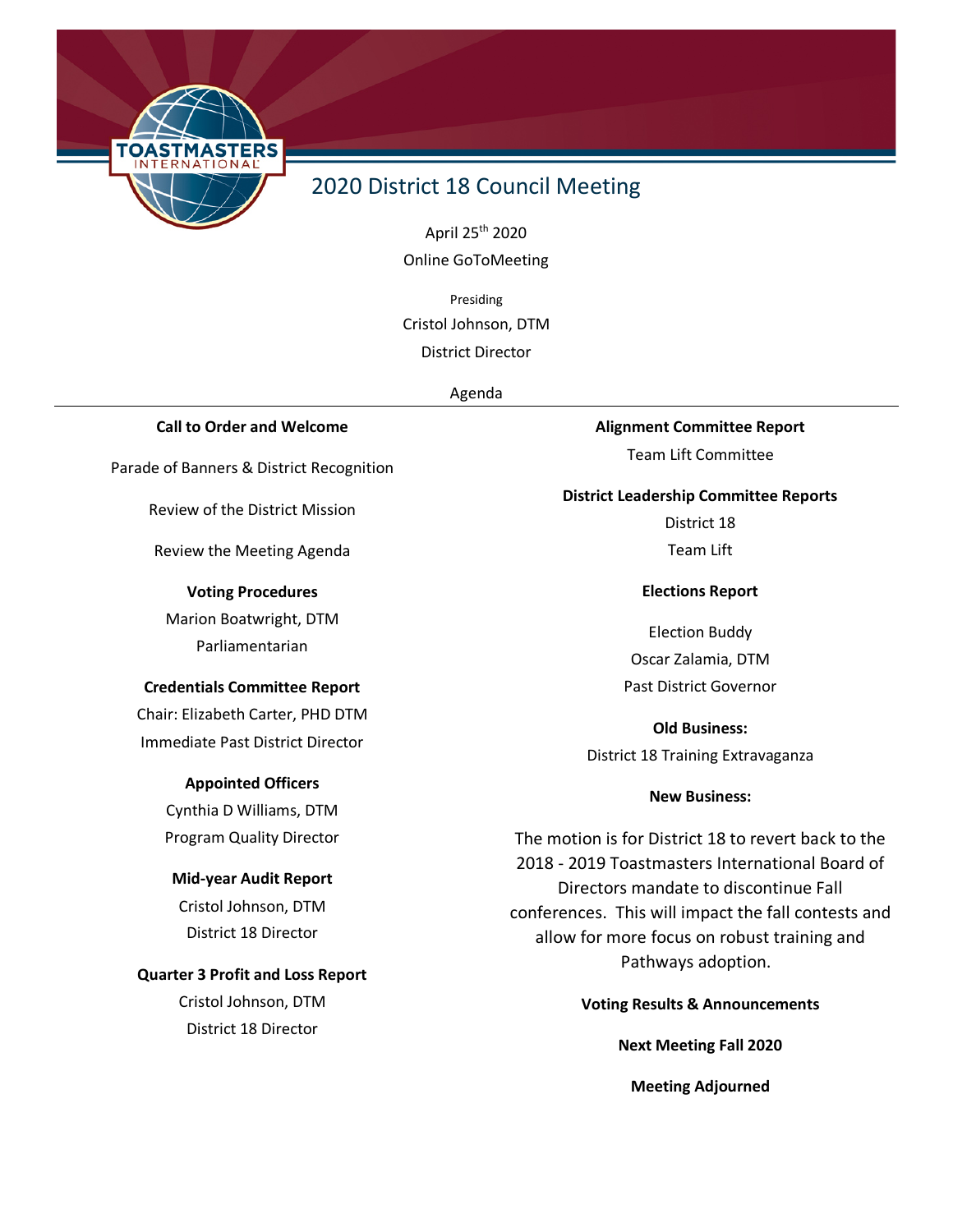# 2020 District 18 Council Meeting

April 25th 2020

Online GoToMeeting

Presiding

Cristol Johnson, DTM

District Director

Agenda

---

**Call to Order and Welcome**

Parade of Banners & District Recognition

Review of the District Mission

Review the Meeting Agenda

**Voting Procedures**

Marion Boatwright, DTM

Parliamentarian

**Credentials Committee Report**

Chair: Elizabeth Carter, PHD DTM

Immediate Past District Director

**Appointed Officers**

Cynthia D Williams, DTM

Program Quality Director

**Mid-year Audit Report**

Cristol Johnson, DTM

District 18 Director

**Quarter 3 Profit and Loss Report**

Cristol Johnson, DTM

District 18 Director

**Alignment Committee Report**

Team Lift Committee

**District Leadership Committee Reports**

District 18

Team Lift

**Elections Report**

Election Buddy

Oscar Zalamia, DTM

Past District Governor

**Old Business:**

District 18 Training Extravaganza

**New Business:**

The motion is for District 18 to revert back to the 2018 - 2019 Toastmasters International Board of Directors mandate to discontinue Fall conferences. This will impact the fall contests and allow for more focus on robust training and Pathways adoption.

**Voting Results & Announcements**

**Next Meeting Fall 2020**

**Meeting Adjourned**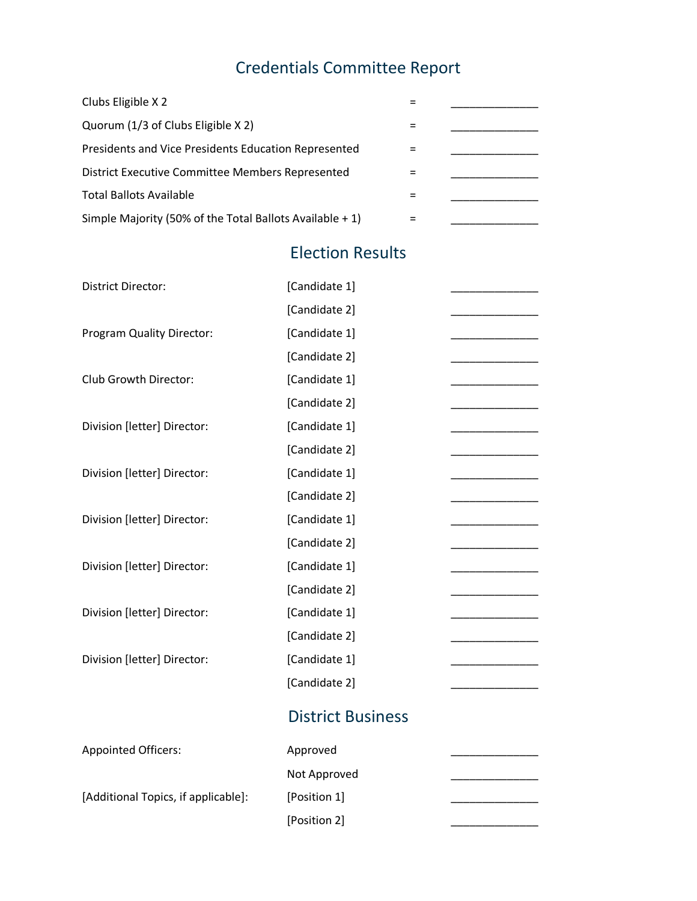## Credentials Committee Report

| | | |
|---|---|---|
| Clubs Eligible X 2 | = | ______________ |
| Quorum (1/3 of Clubs Eligible X 2) | = | ______________ |
| Presidents and Vice Presidents Education Represented | = | ______________ |
| District Executive Committee Members Represented | = | ______________ |
| Total Ballots Available | = | ______________ |
| Simple Majority (50% of the Total Ballots Available + 1) | = | ______________ |

## Election Results

| | | |
|---|---|---|
| District Director: | [Candidate 1] | ______________ |
| | [Candidate 2] | ______________ |
| Program Quality Director: | [Candidate 1] | ______________ |
| | [Candidate 2] | ______________ |
| Club Growth Director: | [Candidate 1] | ______________ |
| | [Candidate 2] | ______________ |
| Division [letter] Director: | [Candidate 1] | ______________ |
| | [Candidate 2] | ______________ |
| Division [letter] Director: | [Candidate 1] | ______________ |
| | [Candidate 2] | ______________ |
| Division [letter] Director: | [Candidate 1] | ______________ |
| | [Candidate 2] | ______________ |
| Division [letter] Director: | [Candidate 1] | ______________ |
| | [Candidate 2] | ______________ |
| Division [letter] Director: | [Candidate 1] | ______________ |
| | [Candidate 2] | ______________ |
| Division [letter] Director: | [Candidate 1] | ______________ |
| | [Candidate 2] | ______________ |

## District Business

| | | |
|---|---|---|
| Appointed Officers: | Approved | ______________ |
| | Not Approved | ______________ |
| [Additional Topics, if applicable]: | [Position 1] | ______________ |
| | [Position 2] | ______________ |